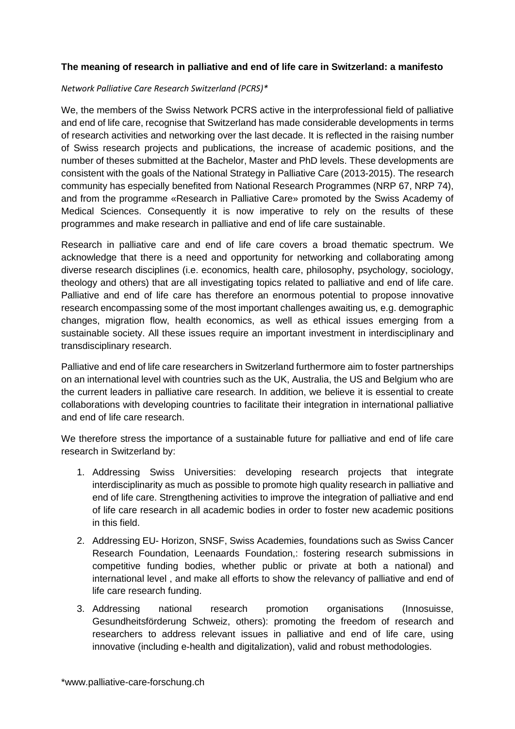**The meaning of research in palliative and end of life care in Switzerland: a manifesto**

*Network Palliative Care Research Switzerland (PCRS)**

We, the members of the Swiss Network PCRS active in the interprofessional field of palliative and end of life care, recognise that Switzerland has made considerable developments in terms of research activities and networking over the last decade. It is reflected in the raising number of Swiss research projects and publications, the increase of academic positions, and the number of theses submitted at the Bachelor, Master and PhD levels. These developments are consistent with the goals of the National Strategy in Palliative Care (2013-2015). The research community has especially benefited from National Research Programmes (NRP 67, NRP 74), and from the programme «Research in Palliative Care» promoted by the Swiss Academy of Medical Sciences. Consequently it is now imperative to rely on the results of these programmes and make research in palliative and end of life care sustainable.

Research in palliative care and end of life care covers a broad thematic spectrum. We acknowledge that there is a need and opportunity for networking and collaborating among diverse research disciplines (i.e. economics, health care, philosophy, psychology, sociology, theology and others) that are all investigating topics related to palliative and end of life care. Palliative and end of life care has therefore an enormous potential to propose innovative research encompassing some of the most important challenges awaiting us, e.g. demographic changes, migration flow, health economics, as well as ethical issues emerging from a sustainable society. All these issues require an important investment in interdisciplinary and transdisciplinary research.

Palliative and end of life care researchers in Switzerland furthermore aim to foster partnerships on an international level with countries such as the UK, Australia, the US and Belgium who are the current leaders in palliative care research. In addition, we believe it is essential to create collaborations with developing countries to facilitate their integration in international palliative and end of life care research.

We therefore stress the importance of a sustainable future for palliative and end of life care research in Switzerland by:

1. Addressing Swiss Universities: developing research projects that integrate interdisciplinarity as much as possible to promote high quality research in palliative and end of life care. Strengthening activities to improve the integration of palliative and end of life care research in all academic bodies in order to foster new academic positions in this field.
2. Addressing EU- Horizon, SNSF, Swiss Academies, foundations such as Swiss Cancer Research Foundation, Leenaards Foundation,: fostering research submissions in competitive funding bodies, whether public or private at both a national) and international level , and make all efforts to show the relevancy of palliative and end of life care research funding.
3. Addressing national research promotion organisations (Innosuisse, Gesundheitsförderung Schweiz, others): promoting the freedom of research and researchers to address relevant issues in palliative and end of life care, using innovative (including e-health and digitalization), valid and robust methodologies.

*www.palliative-care-forschung.ch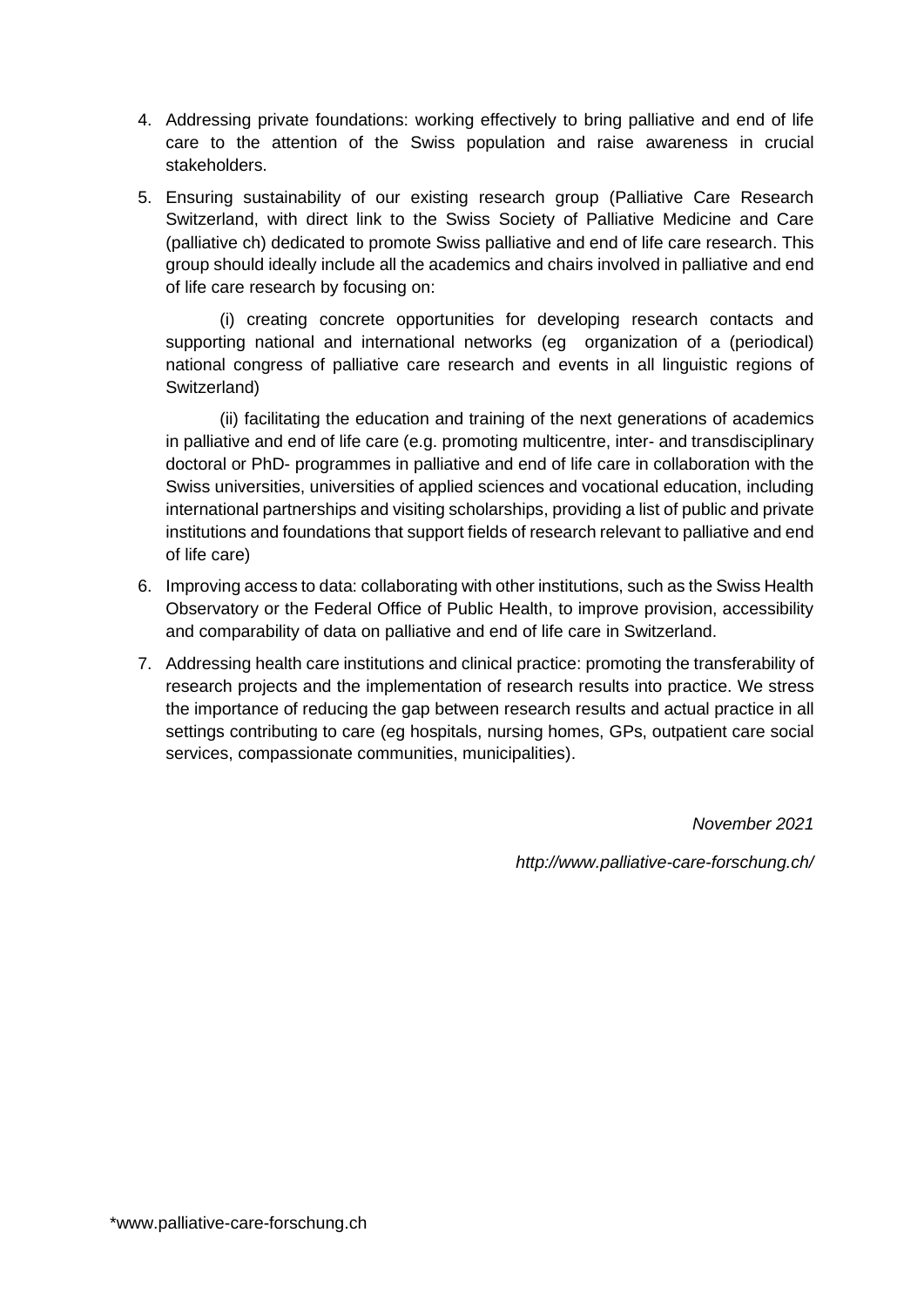4. Addressing private foundations: working effectively to bring palliative and end of life care to the attention of the Swiss population and raise awareness in crucial stakeholders.

5. Ensuring sustainability of our existing research group (Palliative Care Research Switzerland, with direct link to the Swiss Society of Palliative Medicine and Care (palliative ch) dedicated to promote Swiss palliative and end of life care research. This group should ideally include all the academics and chairs involved in palliative and end of life care research by focusing on:

   (i) creating concrete opportunities for developing research contacts and supporting national and international networks (eg organization of a (periodical) national congress of palliative care research and events in all linguistic regions of Switzerland)

   (ii) facilitating the education and training of the next generations of academics in palliative and end of life care (e.g. promoting multicentre, inter- and transdisciplinary doctoral or PhD- programmes in palliative and end of life care in collaboration with the Swiss universities, universities of applied sciences and vocational education, including international partnerships and visiting scholarships, providing a list of public and private institutions and foundations that support fields of research relevant to palliative and end of life care)

6. Improving access to data: collaborating with other institutions, such as the Swiss Health Observatory or the Federal Office of Public Health, to improve provision, accessibility and comparability of data on palliative and end of life care in Switzerland.

7. Addressing health care institutions and clinical practice: promoting the transferability of research projects and the implementation of research results into practice. We stress the importance of reducing the gap between research results and actual practice in all settings contributing to care (eg hospitals, nursing homes, GPs, outpatient care social services, compassionate communities, municipalities).

*November 2021*

*http://www.palliative-care-forschung.ch/*

*www.palliative-care-forschung.ch